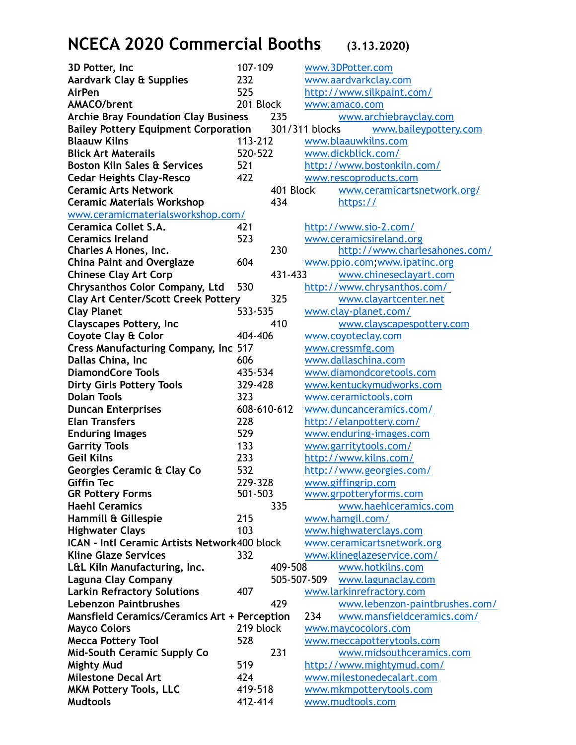# NCECA 2020 Commercial Booths (3.13.2020)

| Company | Booth | Website |
|---|---|---|
| **3D Potter, Inc** | 107-109 | www.3DPotter.com |
| **Aardvark Clay & Supplies** | 232 | www.aardvarkclay.com |
| **AirPen** | 525 | http://www.silkpaint.com/ |
| **AMACO/brent** | 201 Block | www.amaco.com |
| **Archie Bray Foundation Clay Business** | 235 | www.archiebrayclay.com |
| **Bailey Pottery Equipment Corporation** | 301/311 blocks | www.baileypottery.com |
| **Blaauw Kilns** | 113-212 | www.blaauwkilns.com |
| **Blick Art Materails** | 520-522 | www.dickblick.com/ |
| **Boston Kiln Sales & Services** | 521 | http://www.bostonkiln.com/ |
| **Cedar Heights Clay-Resco** | 422 | www.rescoproducts.com |
| **Ceramic Arts Network** | 401 Block | www.ceramicartsnetwork.org/ |
| **Ceramic Materials Workshop** | 434 | https://www.ceramicmaterialsworkshop.com/ |
| **Ceramica Collet S.A.** | 421 | http://www.sio-2.com/ |
| **Ceramics Ireland** | 523 | www.ceramicsireland.org |
| **Charles A Hones, Inc.** | 230 | http://www.charlesahones.com/ |
| **China Paint and Overglaze** | 604 | www.ppio.com;www.ipatinc.org |
| **Chinese Clay Art Corp** | 431-433 | www.chineseclayart.com |
| **Chrysanthos Color Company, Ltd** | 530 | http://www.chrysanthos.com/ |
| **Clay Art Center/Scott Creek Pottery** | 325 | www.clayartcenter.net |
| **Clay Planet** | 533-535 | www.clay-planet.com/ |
| **Clayscapes Pottery, Inc** | 410 | www.clayscapespottery.com |
| **Coyote Clay & Color** | 404-406 | www.coyoteclay.com |
| **Cress Manufacturing Company, Inc** | 517 | www.cressmfg.com |
| **Dallas China, Inc** | 606 | www.dallaschina.com |
| **DiamondCore Tools** | 435-534 | www.diamondcoretools.com |
| **Dirty Girls Pottery Tools** | 329-428 | www.kentuckymudworks.com |
| **Dolan Tools** | 323 | www.ceramictools.com |
| **Duncan Enterprises** | 608-610-612 | www.duncanceramics.com/ |
| **Elan Transfers** | 228 | http://elanpottery.com/ |
| **Enduring Images** | 529 | www.enduring-images.com |
| **Garrity Tools** | 133 | www.garritytools.com/ |
| **Geil Kilns** | 233 | http://www.kilns.com/ |
| **Georgies Ceramic & Clay Co** | 532 | http://www.georgies.com/ |
| **Giffin Tec** | 229-328 | www.giffingrip.com |
| **GR Pottery Forms** | 501-503 | www.grpotteryforms.com |
| **Haehl Ceramics** | 335 | www.haehlceramics.com |
| **Hammill & Gillespie** | 215 | www.hamgil.com/ |
| **Highwater Clays** | 103 | www.highwaterclays.com |
| **ICAN - Intl Ceramic Artists Network** | 400 block | www.ceramicartsnetwork.org |
| **Kline Glaze Services** | 332 | www.klineglazeservice.com/ |
| **L&L Kiln Manufacturing, Inc.** | 409-508 | www.hotkilns.com |
| **Laguna Clay Company** | 505-507-509 | www.lagunaclay.com |
| **Larkin Refractory Solutions** | 407 | www.larkinrefractory.com |
| **Lebenzon Paintbrushes** | 429 | www.lebenzon-paintbrushes.com/ |
| **Mansfield Ceramics/Ceramics Art + Perception** | 234 | www.mansfieldceramics.com/ |
| **Mayco Colors** | 219 block | www.maycocolors.com |
| **Mecca Pottery Tool** | 528 | www.meccapotterytools.com |
| **Mid-South Ceramic Supply Co** | 231 | www.midsouthceramics.com |
| **Mighty Mud** | 519 | http://www.mightymud.com/ |
| **Milestone Decal Art** | 424 | www.milestonedecalart.com |
| **MKM Pottery Tools, LLC** | 419-518 | www.mkmpotterytools.com |
| **Mudtools** | 412-414 | www.mudtools.com |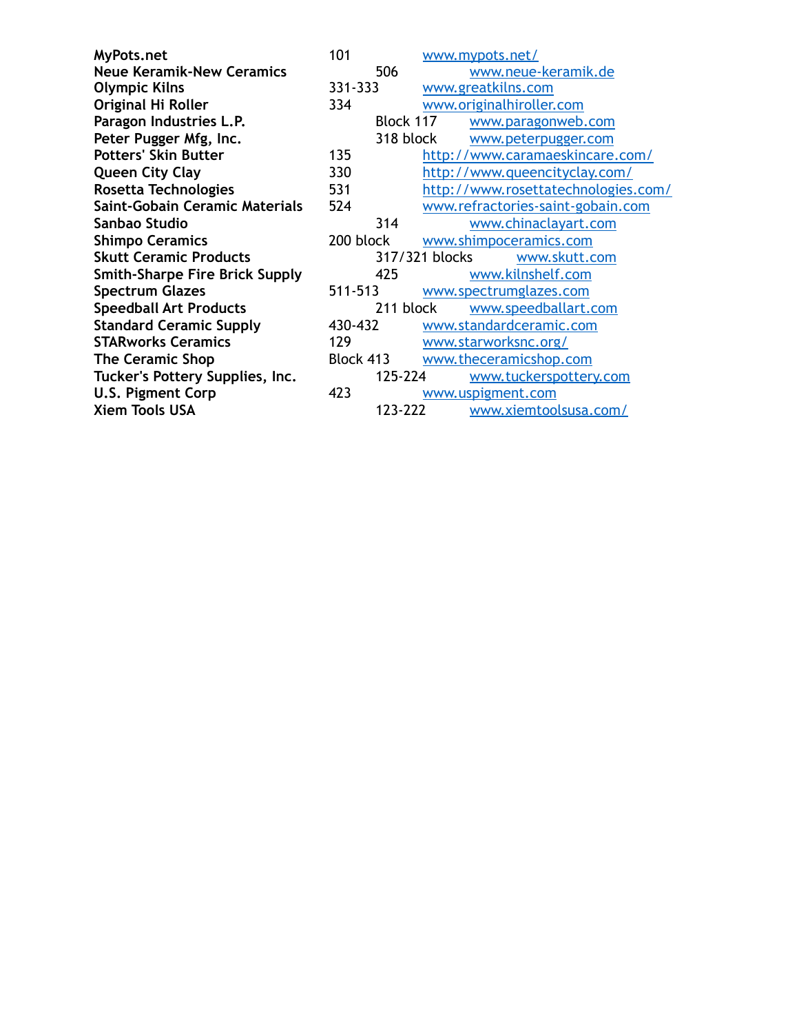| | | |
|---|---|---|
| **MyPots.net** | 101 | www.mypots.net/ |
| **Neue Keramik-New Ceramics** | 506 | www.neue-keramik.de |
| **Olympic Kilns** | 331-333 | www.greatkilns.com |
| **Original Hi Roller** | 334 | www.originalhiroller.com |
| **Paragon Industries L.P.** | Block 117 | www.paragonweb.com |
| **Peter Pugger Mfg, Inc.** | 318 block | www.peterpugger.com |
| **Potters' Skin Butter** | 135 | http://www.caramaeskincare.com/ |
| **Queen City Clay** | 330 | http://www.queencityclay.com/ |
| **Rosetta Technologies** | 531 | http://www.rosettatechnologies.com/ |
| **Saint-Gobain Ceramic Materials** | 524 | www.refractories-saint-gobain.com |
| **Sanbao Studio** | 314 | www.chinaclayart.com |
| **Shimpo Ceramics** | 200 block | www.shimpoceramics.com |
| **Skutt Ceramic Products** | 317/321 blocks | www.skutt.com |
| **Smith-Sharpe Fire Brick Supply** | 425 | www.kilnshelf.com |
| **Spectrum Glazes** | 511-513 | www.spectrumglazes.com |
| **Speedball Art Products** | 211 block | www.speedballart.com |
| **Standard Ceramic Supply** | 430-432 | www.standardceramic.com |
| **STARworks Ceramics** | 129 | www.starworksnc.org/ |
| **The Ceramic Shop** | Block 413 | www.theceramicshop.com |
| **Tucker's Pottery Supplies, Inc.** | 125-224 | www.tuckerspottery.com |
| **U.S. Pigment Corp** | 423 | www.uspigment.com |
| **Xiem Tools USA** | 123-222 | www.xiemtoolsusa.com/ |